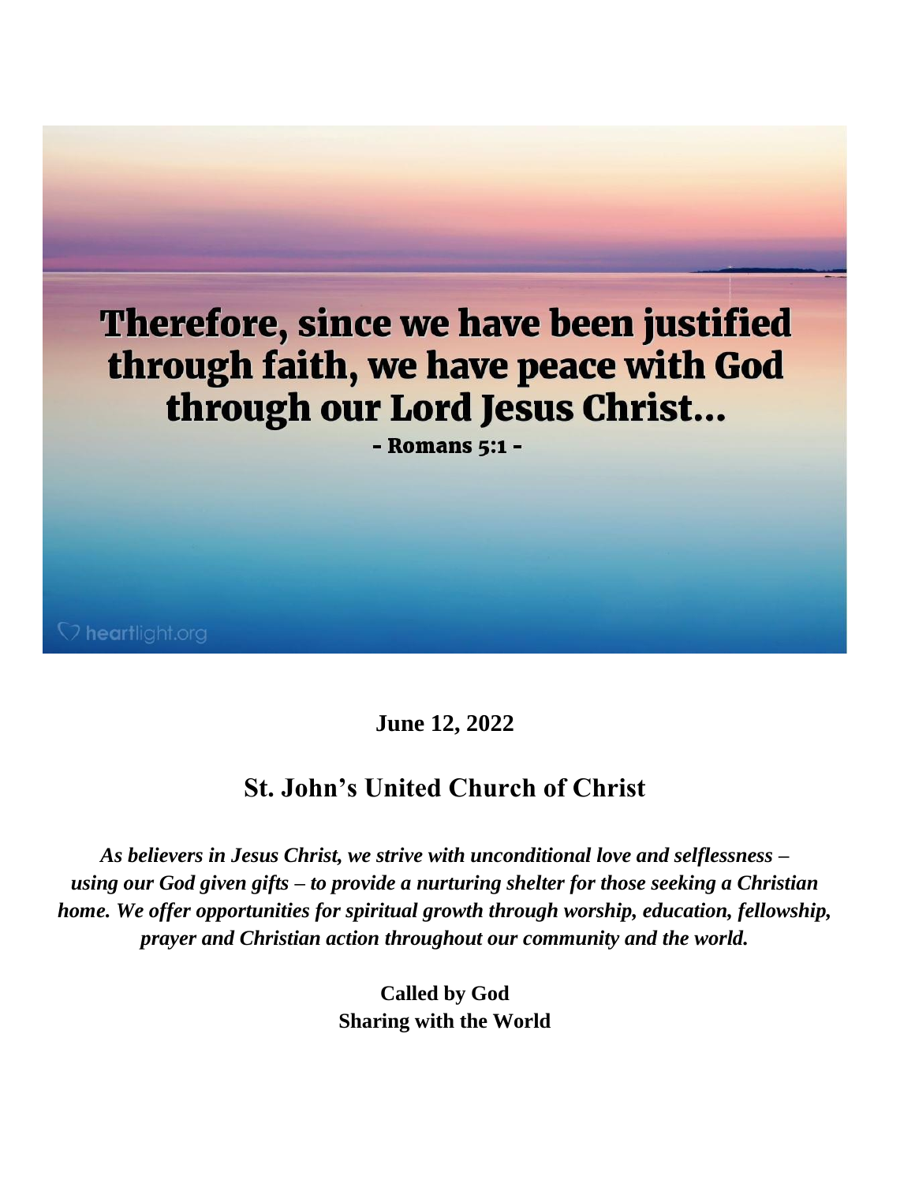Therefore, since we have been justified through faith, we have peace with God through our Lord Jesus Christ...

- Romans 5:1 -

heartlight.org

**June 12, 2022**

## St. John's United Church of Christ

***As believers in Jesus Christ, we strive with unconditional love and selflessness – using our God given gifts – to provide a nurturing shelter for those seeking a Christian home. We offer opportunities for spiritual growth through worship, education, fellowship, prayer and Christian action throughout our community and the world.***

**Called by God**
**Sharing with the World**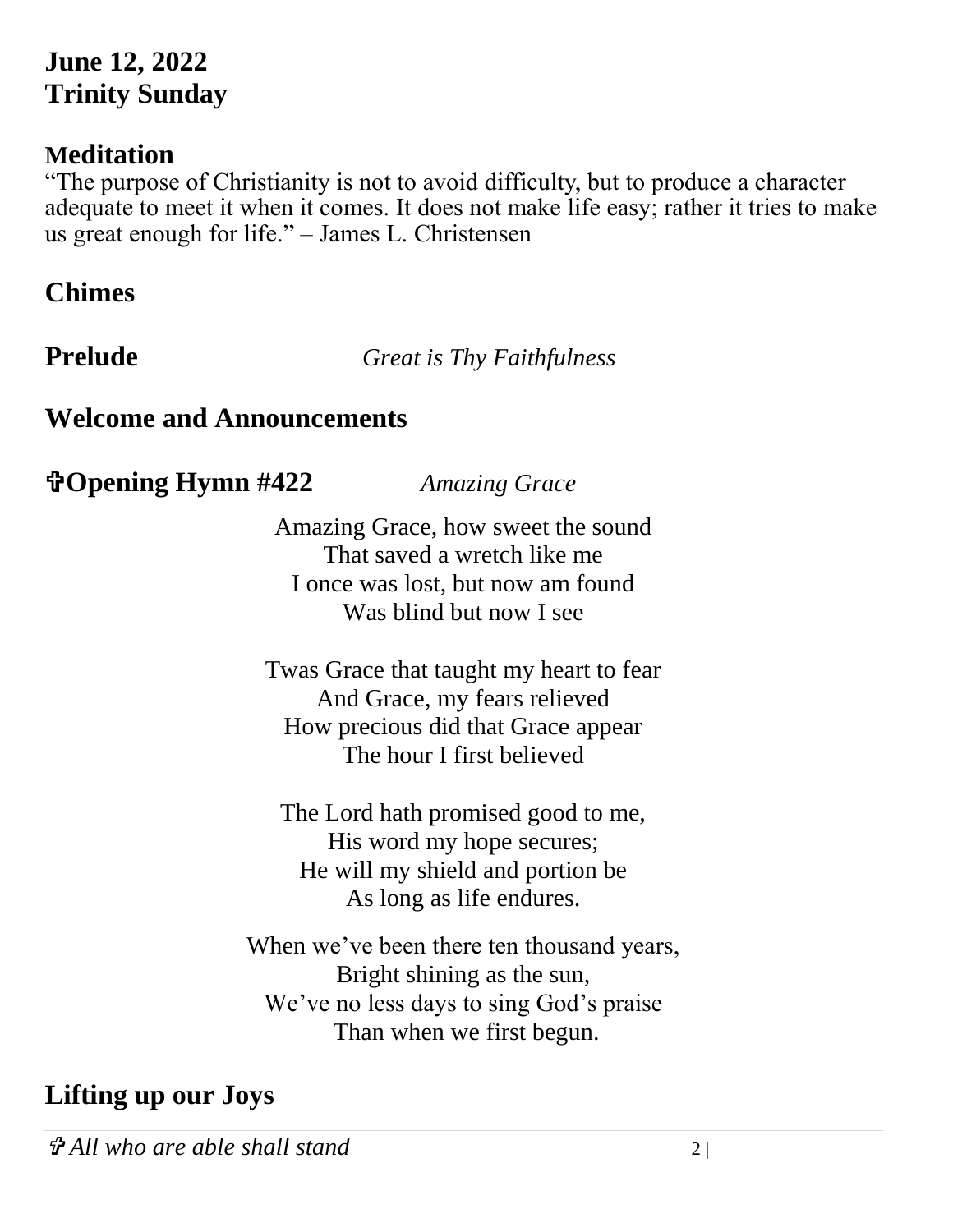**June 12, 2022**
**Trinity Sunday**

## Meditation

"The purpose of Christianity is not to avoid difficulty, but to produce a character adequate to meet it when it comes. It does not make life easy; rather it tries to make us great enough for life." – James L. Christensen

## Chimes

## Prelude *Great is Thy Faithfulness*

## Welcome and Announcements

## ✞Opening Hymn #422 *Amazing Grace*

Amazing Grace, how sweet the sound
That saved a wretch like me
I once was lost, but now am found
Was blind but now I see

Twas Grace that taught my heart to fear
And Grace, my fears relieved
How precious did that Grace appear
The hour I first believed

The Lord hath promised good to me,
His word my hope secures;
He will my shield and portion be
As long as life endures.

When we've been there ten thousand years,
Bright shining as the sun,
We've no less days to sing God's praise
Than when we first begun.

## Lifting up our Joys

*✞ All who are able shall stand*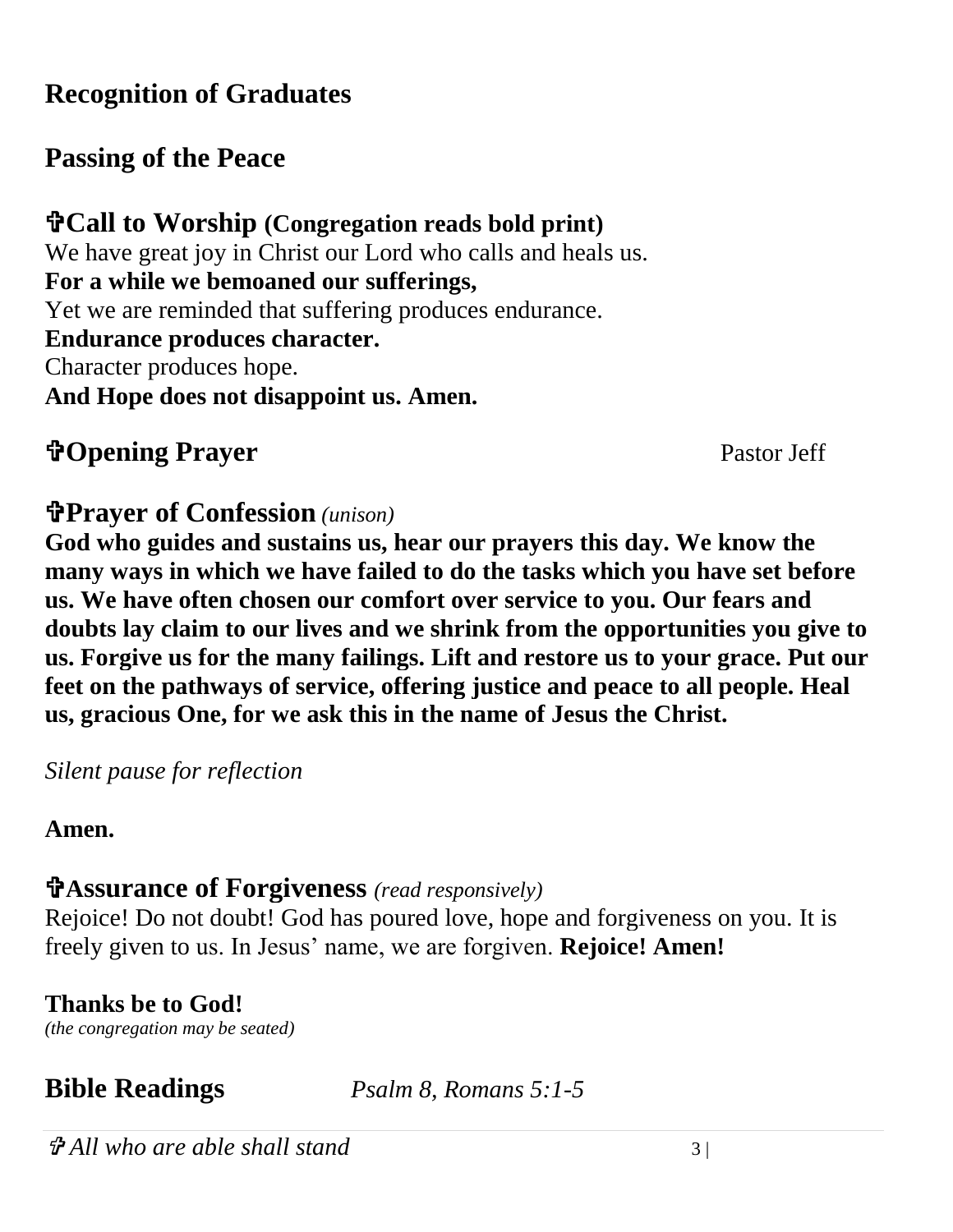## Recognition of Graduates

## Passing of the Peace

## ✞Call to Worship (Congregation reads bold print)

We have great joy in Christ our Lord who calls and heals us.
**For a while we bemoaned our sufferings,**
Yet we are reminded that suffering produces endurance.
**Endurance produces character.**
Character produces hope.
**And Hope does not disappoint us. Amen.**

## ✞Opening Prayer

Pastor Jeff

## ✞Prayer of Confession *(unison)*

**God who guides and sustains us, hear our prayers this day. We know the many ways in which we have failed to do the tasks which you have set before us. We have often chosen our comfort over service to you. Our fears and doubts lay claim to our lives and we shrink from the opportunities you give to us. Forgive us for the many failings. Lift and restore us to your grace. Put our feet on the pathways of service, offering justice and peace to all people. Heal us, gracious One, for we ask this in the name of Jesus the Christ.**

*Silent pause for reflection*

**Amen.**

## ✞Assurance of Forgiveness *(read responsively)*

Rejoice! Do not doubt! God has poured love, hope and forgiveness on you. It is freely given to us. In Jesus' name, we are forgiven. **Rejoice! Amen!**

**Thanks be to God!**
*(the congregation may be seated)*

## Bible Readings

*Psalm 8, Romans 5:1-5*

*✞ All who are able shall stand*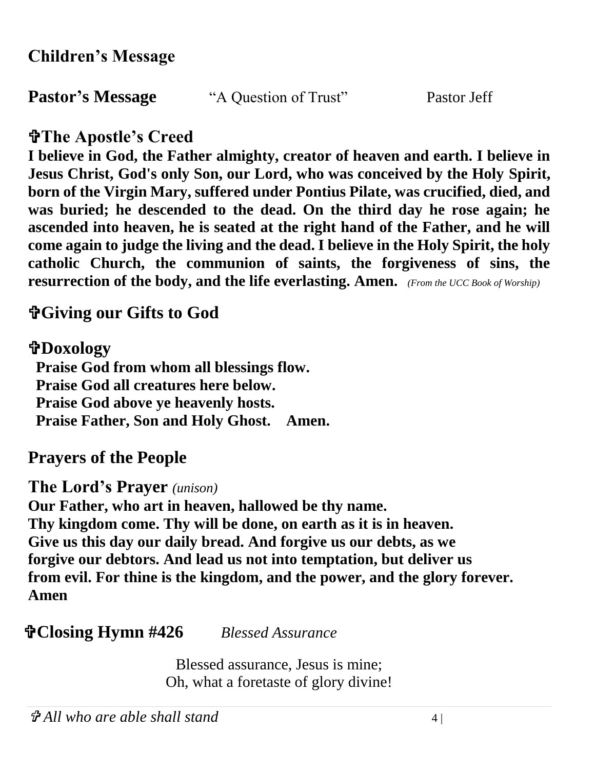## Children's Message

**Pastor's Message** "A Question of Trust" Pastor Jeff

## ✞The Apostle's Creed

**I believe in God, the Father almighty, creator of heaven and earth. I believe in Jesus Christ, God's only Son, our Lord, who was conceived by the Holy Spirit, born of the Virgin Mary, suffered under Pontius Pilate, was crucified, died, and was buried; he descended to the dead. On the third day he rose again; he ascended into heaven, he is seated at the right hand of the Father, and he will come again to judge the living and the dead. I believe in the Holy Spirit, the holy catholic Church, the communion of saints, the forgiveness of sins, the resurrection of the body, and the life everlasting. Amen.** *(From the UCC Book of Worship)*

## ✞Giving our Gifts to God

## ✞Doxology

**Praise God from whom all blessings flow.**
**Praise God all creatures here below.**
**Praise God above ye heavenly hosts.**
**Praise Father, Son and Holy Ghost. Amen.**

## Prayers of the People

## The Lord's Prayer *(unison)*

**Our Father, who art in heaven, hallowed be thy name.**
**Thy kingdom come. Thy will be done, on earth as it is in heaven.**
**Give us this day our daily bread. And forgive us our debts, as we forgive our debtors. And lead us not into temptation, but deliver us from evil. For thine is the kingdom, and the power, and the glory forever.**
**Amen**

## ✞Closing Hymn #426 *Blessed Assurance*

Blessed assurance, Jesus is mine;
Oh, what a foretaste of glory divine!

*✞ All who are able shall stand*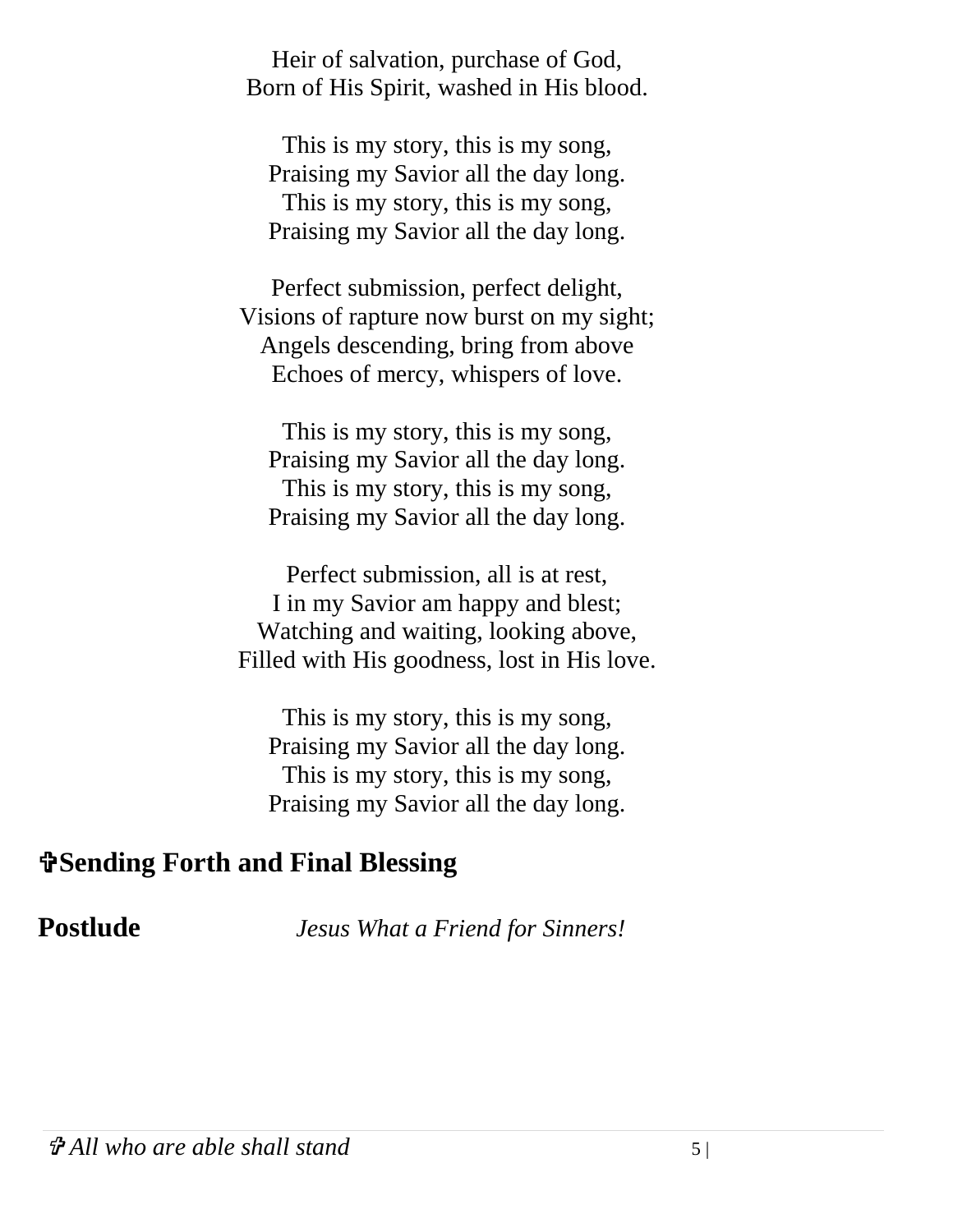Heir of salvation, purchase of God,
Born of His Spirit, washed in His blood.

This is my story, this is my song,
Praising my Savior all the day long.
This is my story, this is my song,
Praising my Savior all the day long.

Perfect submission, perfect delight,
Visions of rapture now burst on my sight;
Angels descending, bring from above
Echoes of mercy, whispers of love.

This is my story, this is my song,
Praising my Savior all the day long.
This is my story, this is my song,
Praising my Savior all the day long.

Perfect submission, all is at rest,
I in my Savior am happy and blest;
Watching and waiting, looking above,
Filled with His goodness, lost in His love.

This is my story, this is my song,
Praising my Savior all the day long.
This is my story, this is my song,
Praising my Savior all the day long.

## ✞Sending Forth and Final Blessing

**Postlude** *Jesus What a Friend for Sinners!*

*✞ All who are able shall stand*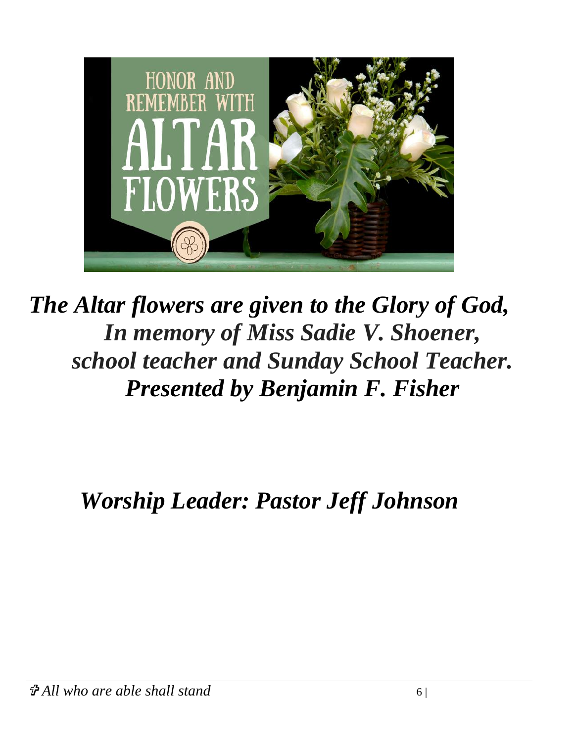HONOR AND REMEMBER WITH ALTAR FLOWERS

***The Altar flowers are given to the Glory of God,***
***In memory of Miss Sadie V. Shoener,***
***school teacher and Sunday School Teacher.***
***Presented by Benjamin F. Fisher***

***Worship Leader: Pastor Jeff Johnson***

✞ *All who are able shall stand*